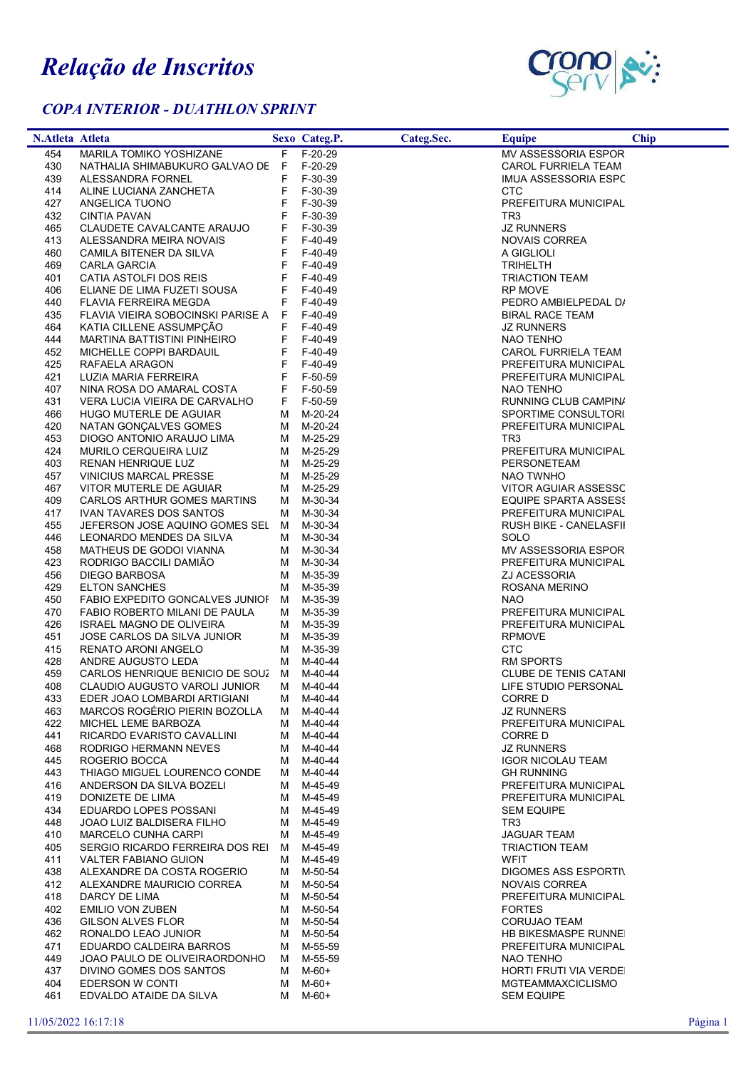# Relação de Inscritos

## COPA INTERIOR - DUATHLON SPRINT

| N.Atleta | Atleta | Sexo | Categ.P. | Categ.Sec. | Equipe | Chip |
|---|---|---|---|---|---|---|
| 454 | MARILA TOMIKO YOSHIZANE | F | F-20-29 | | MV ASSESSORIA ESPOR | |
| 430 | NATHALIA SHIMABUKURO GALVAO DE | F | F-20-29 | | CAROL FURRIELA TEAM | |
| 439 | ALESSANDRA FORNEL | F | F-30-39 | | IMUA ASSESSORIA ESPC | |
| 414 | ALINE LUCIANA ZANCHETA | F | F-30-39 | | CTC | |
| 427 | ANGELICA TUONO | F | F-30-39 | | PREFEITURA MUNICIPAL | |
| 432 | CINTIA PAVAN | F | F-30-39 | | TR3 | |
| 465 | CLAUDETE CAVALCANTE ARAUJO | F | F-30-39 | | JZ RUNNERS | |
| 413 | ALESSANDRA MEIRA NOVAIS | F | F-40-49 | | NOVAIS CORREA | |
| 460 | CAMILA BITENER DA SILVA | F | F-40-49 | | A GIGLIOLI | |
| 469 | CARLA GARCIA | F | F-40-49 | | TRIHELTH | |
| 401 | CATIA ASTOLFI DOS REIS | F | F-40-49 | | TRIACTION TEAM | |
| 406 | ELIANE DE LIMA FUZETI SOUSA | F | F-40-49 | | RP MOVE | |
| 440 | FLAVIA FERREIRA MEGDA | F | F-40-49 | | PEDRO AMBIELPEDAL D/ | |
| 435 | FLAVIA VIEIRA SOBOCINSKI PARISE A | F | F-40-49 | | BIRAL RACE TEAM | |
| 464 | KATIA CILLENE ASSUMPÇÃO | F | F-40-49 | | JZ RUNNERS | |
| 444 | MARTINA BATTISTINI PINHEIRO | F | F-40-49 | | NAO TENHO | |
| 452 | MICHELLE COPPI BARDAUIL | F | F-40-49 | | CAROL FURRIELA TEAM | |
| 425 | RAFAELA ARAGON | F | F-40-49 | | PREFEITURA MUNICIPAL | |
| 421 | LUZIA MARIA FERREIRA | F | F-50-59 | | PREFEITURA MUNICIPAL | |
| 407 | NINA ROSA DO AMARAL COSTA | F | F-50-59 | | NAO TENHO | |
| 431 | VERA LUCIA VIEIRA DE CARVALHO | F | F-50-59 | | RUNNING CLUB CAMPIN/ | |
| 466 | HUGO MUTERLE DE AGUIAR | M | M-20-24 | | SPORTIME CONSULTORI | |
| 420 | NATAN GONÇALVES GOMES | M | M-20-24 | | PREFEITURA MUNICIPAL | |
| 453 | DIOGO ANTONIO ARAUJO LIMA | M | M-25-29 | | TR3 | |
| 424 | MURILO CERQUEIRA LUIZ | M | M-25-29 | | PREFEITURA MUNICIPAL | |
| 403 | RENAN HENRIQUE LUZ | M | M-25-29 | | PERSONETEAM | |
| 457 | VINICIUS MARCAL PRESSE | M | M-25-29 | | NAO TWNHO | |
| 467 | VITOR MUTERLE DE AGUIAR | M | M-25-29 | | VITOR AGUIAR ASSESSC | |
| 409 | CARLOS ARTHUR GOMES MARTINS | M | M-30-34 | | EQUIPE SPARTA ASSES! | |
| 417 | IVAN TAVARES DOS SANTOS | M | M-30-34 | | PREFEITURA MUNICIPAL | |
| 455 | JEFERSON JOSE AQUINO GOMES SEL | M | M-30-34 | | RUSH BIKE - CANELASFII | |
| 446 | LEONARDO MENDES DA SILVA | M | M-30-34 | | SOLO | |
| 458 | MATHEUS DE GODOI VIANNA | M | M-30-34 | | MV ASSESSORIA ESPOR | |
| 423 | RODRIGO BACCILI DAMIÃO | M | M-30-34 | | PREFEITURA MUNICIPAL | |
| 456 | DIEGO BARBOSA | M | M-35-39 | | ZJ ACESSORIA | |
| 429 | ELTON SANCHES | M | M-35-39 | | ROSANA MERINO | |
| 450 | FABIO EXPEDITO GONCALVES JUNIOF | M | M-35-39 | | NAO | |
| 470 | FABIO ROBERTO MILANI DE PAULA | M | M-35-39 | | PREFEITURA MUNICIPAL | |
| 426 | ISRAEL MAGNO DE OLIVEIRA | M | M-35-39 | | PREFEITURA MUNICIPAL | |
| 451 | JOSE CARLOS DA SILVA JUNIOR | M | M-35-39 | | RPMOVE | |
| 415 | RENATO ARONI ANGELO | M | M-35-39 | | CTC | |
| 428 | ANDRE AUGUSTO LEDA | M | M-40-44 | | RM SPORTS | |
| 459 | CARLOS HENRIQUE BENICIO DE SOU: | M | M-40-44 | | CLUBE DE TENIS CATANI | |
| 408 | CLAUDIO AUGUSTO VAROLI JUNIOR | M | M-40-44 | | LIFE STUDIO PERSONAL | |
| 433 | EDER JOAO LOMBARDI ARTIGIANI | M | M-40-44 | | CORRE D | |
| 463 | MARCOS ROGÉRIO PIERIN BOZOLLA | M | M-40-44 | | JZ RUNNERS | |
| 422 | MICHEL LEME BARBOZA | M | M-40-44 | | PREFEITURA MUNICIPAL | |
| 441 | RICARDO EVARISTO CAVALLINI | M | M-40-44 | | CORRE D | |
| 468 | RODRIGO HERMANN NEVES | M | M-40-44 | | JZ RUNNERS | |
| 445 | ROGERIO BOCCA | M | M-40-44 | | IGOR NICOLAU TEAM | |
| 443 | THIAGO MIGUEL LOURENCO CONDE | M | M-40-44 | | GH RUNNING | |
| 416 | ANDERSON DA SILVA BOZELI | M | M-45-49 | | PREFEITURA MUNICIPAL | |
| 419 | DONIZETE DE LIMA | M | M-45-49 | | PREFEITURA MUNICIPAL | |
| 434 | EDUARDO LOPES POSSANI | M | M-45-49 | | SEM EQUIPE | |
| 448 | JOAO LUIZ BALDISERA FILHO | M | M-45-49 | | TR3 | |
| 410 | MARCELO CUNHA CARPI | M | M-45-49 | | JAGUAR TEAM | |
| 405 | SERGIO RICARDO FERREIRA DOS REI | M | M-45-49 | | TRIACTION TEAM | |
| 411 | VALTER FABIANO GUION | M | M-45-49 | | WFIT | |
| 438 | ALEXANDRE DA COSTA ROGERIO | M | M-50-54 | | DIGOMES ASS ESPORTIV | |
| 412 | ALEXANDRE MAURICIO CORREA | M | M-50-54 | | NOVAIS CORREA | |
| 418 | DARCY DE LIMA | M | M-50-54 | | PREFEITURA MUNICIPAL | |
| 402 | EMILIO VON ZUBEN | M | M-50-54 | | FORTES | |
| 436 | GILSON ALVES FLOR | M | M-50-54 | | CORUJAO TEAM | |
| 462 | RONALDO LEAO JUNIOR | M | M-50-54 | | HB BIKESMASPE RUNNEI | |
| 471 | EDUARDO CALDEIRA BARROS | M | M-55-59 | | PREFEITURA MUNICIPAL | |
| 449 | JOAO PAULO DE OLIVEIRAORDONHO | M | M-55-59 | | NAO TENHO | |
| 437 | DIVINO GOMES DOS SANTOS | M | M-60+ | | HORTI FRUTI VIA VERDE | |
| 404 | EDERSON W CONTI | M | M-60+ | | MGTEAMMAXCICLISMO | |
| 461 | EDVALDO ATAIDE DA SILVA | M | M-60+ | | SEM EQUIPE | |

11/05/2022 16:17:18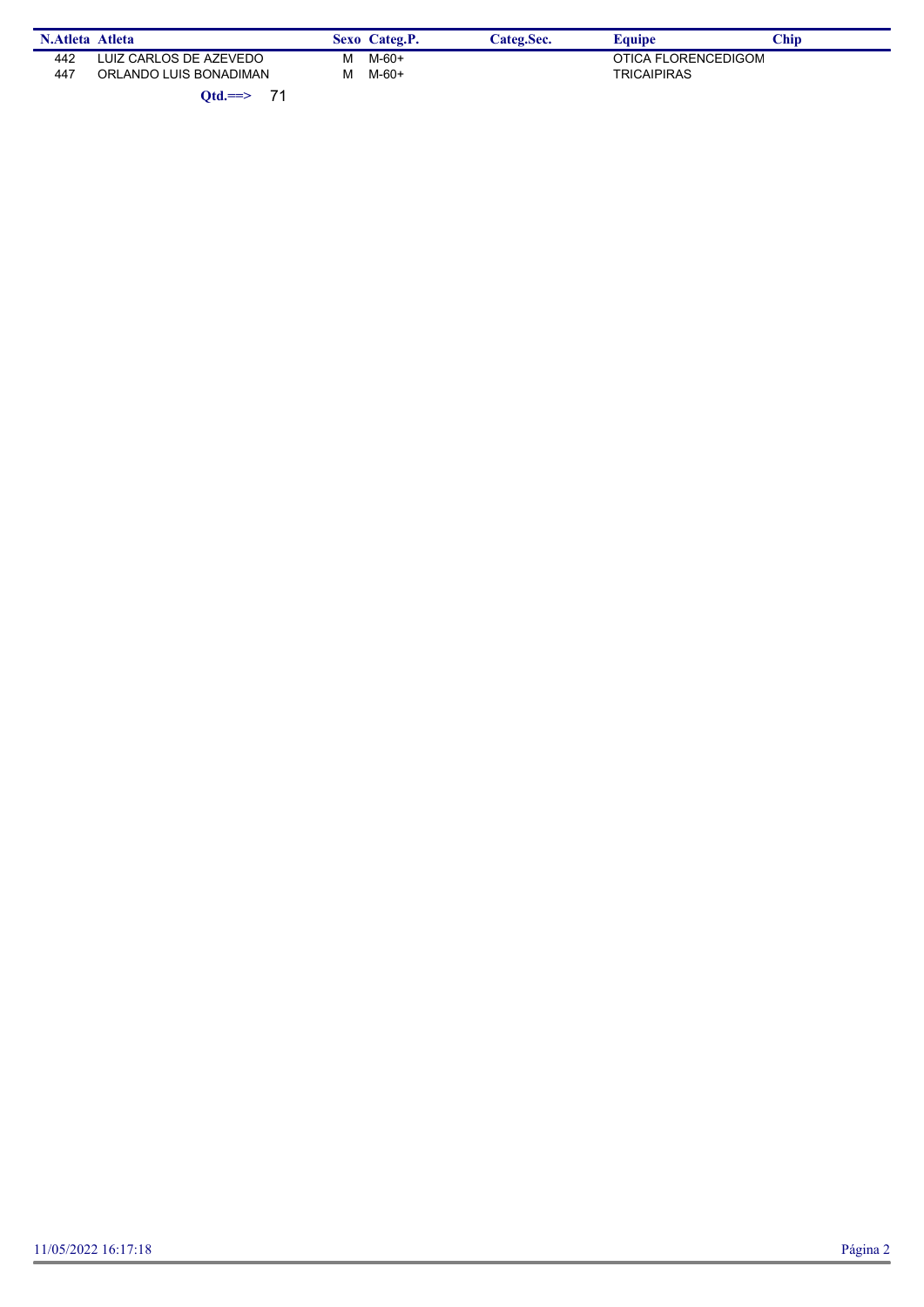| N.Atleta | Atleta | Sexo | Categ.P. | Categ.Sec. | Equipe | Chip |
|---|---|---|---|---|---|---|
| 442 | LUIZ CARLOS DE AZEVEDO | M | M-60+ | | OTICA FLORENCEDIGOM | |
| 447 | ORLANDO LUIS BONADIMAN | M | M-60+ | | TRICAIPIRAS | |

**Qtd.==>** 71